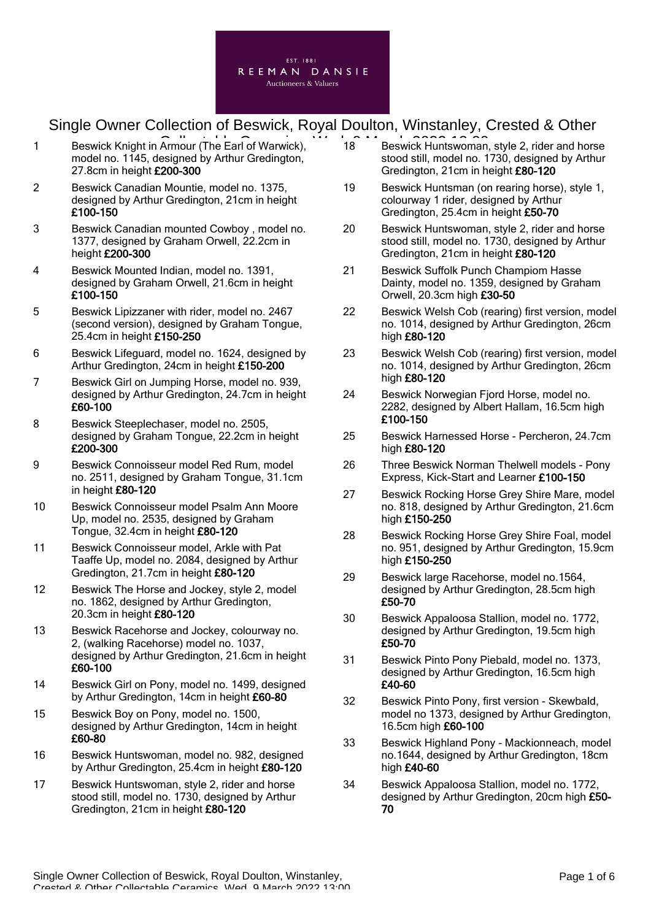EST. 1881
REEMAN DANSIE
Auctioneers & Valuers

# Single Owner Collection of Beswick, Royal Doulton, Winstanley, Crested & Other Collectable Ceramics, Wed, 9 March 2022 13:00

1 Beswick Knight in Armour (The Earl of Warwick), model no. 1145, designed by Arthur Gredington, 27.8cm in height **£200-300**

2 Beswick Canadian Mountie, model no. 1375, designed by Arthur Gredington, 21cm in height **£100-150**

3 Beswick Canadian mounted Cowboy , model no. 1377, designed by Graham Orwell, 22.2cm in height **£200-300**

4 Beswick Mounted Indian, model no. 1391, designed by Graham Orwell, 21.6cm in height **£100-150**

5 Beswick Lipizzaner with rider, model no. 2467 (second version), designed by Graham Tongue, 25.4cm in height **£150-250**

6 Beswick Lifeguard, model no. 1624, designed by Arthur Gredington, 24cm in height **£150-200**

7 Beswick Girl on Jumping Horse, model no. 939, designed by Arthur Gredington, 24.7cm in height **£60-100**

8 Beswick Steeplechaser, model no. 2505, designed by Graham Tongue, 22.2cm in height **£200-300**

9 Beswick Connoisseur model Red Rum, model no. 2511, designed by Graham Tongue, 31.1cm in height **£80-120**

10 Beswick Connoisseur model Psalm Ann Moore Up, model no. 2535, designed by Graham Tongue, 32.4cm in height **£80-120**

11 Beswick Connoisseur model, Arkle with Pat Taaffe Up, model no. 2084, designed by Arthur Gredington, 21.7cm in height **£80-120**

12 Beswick The Horse and Jockey, style 2, model no. 1862, designed by Arthur Gredington, 20.3cm in height **£80-120**

13 Beswick Racehorse and Jockey, colourway no. 2, (walking Racehorse) model no. 1037, designed by Arthur Gredington, 21.6cm in height **£60-100**

14 Beswick Girl on Pony, model no. 1499, designed by Arthur Gredington, 14cm in height **£60-80**

15 Beswick Boy on Pony, model no. 1500, designed by Arthur Gredington, 14cm in height **£60-80**

16 Beswick Huntswoman, model no. 982, designed by Arthur Gredington, 25.4cm in height **£80-120**

17 Beswick Huntswoman, style 2, rider and horse stood still, model no. 1730, designed by Arthur Gredington, 21cm in height **£80-120**

18 Beswick Huntswoman, style 2, rider and horse stood still, model no. 1730, designed by Arthur Gredington, 21cm in height **£80-120**

19 Beswick Huntsman (on rearing horse), style 1, colourway 1 rider, designed by Arthur Gredington, 25.4cm in height **£50-70**

20 Beswick Huntswoman, style 2, rider and horse stood still, model no. 1730, designed by Arthur Gredington, 21cm in height **£80-120**

21 Beswick Suffolk Punch Champiom Hasse Dainty, model no. 1359, designed by Graham Orwell, 20.3cm high **£30-50**

22 Beswick Welsh Cob (rearing) first version, model no. 1014, designed by Arthur Gredington, 26cm high **£80-120**

23 Beswick Welsh Cob (rearing) first version, model no. 1014, designed by Arthur Gredington, 26cm high **£80-120**

24 Beswick Norwegian Fjord Horse, model no. 2282, designed by Albert Hallam, 16.5cm high **£100-150**

25 Beswick Harnessed Horse - Percheron, 24.7cm high **£80-120**

26 Three Beswick Norman Thelwell models - Pony Express, Kick-Start and Learner **£100-150**

27 Beswick Rocking Horse Grey Shire Mare, model no. 818, designed by Arthur Gredington, 21.6cm high **£150-250**

28 Beswick Rocking Horse Grey Shire Foal, model no. 951, designed by Arthur Gredington, 15.9cm high **£150-250**

29 Beswick large Racehorse, model no.1564, designed by Arthur Gredington, 28.5cm high **£50-70**

30 Beswick Appaloosa Stallion, model no. 1772, designed by Arthur Gredington, 19.5cm high **£50-70**

31 Beswick Pinto Pony Piebald, model no. 1373, designed by Arthur Gredington, 16.5cm high **£40-60**

32 Beswick Pinto Pony, first version - Skewbald, model no 1373, designed by Arthur Gredington, 16.5cm high **£60-100**

33 Beswick Highland Pony - Mackionneach, model no.1644, designed by Arthur Gredington, 18cm high **£40-60**

34 Beswick Appaloosa Stallion, model no. 1772, designed by Arthur Gredington, 20cm high **£50-70**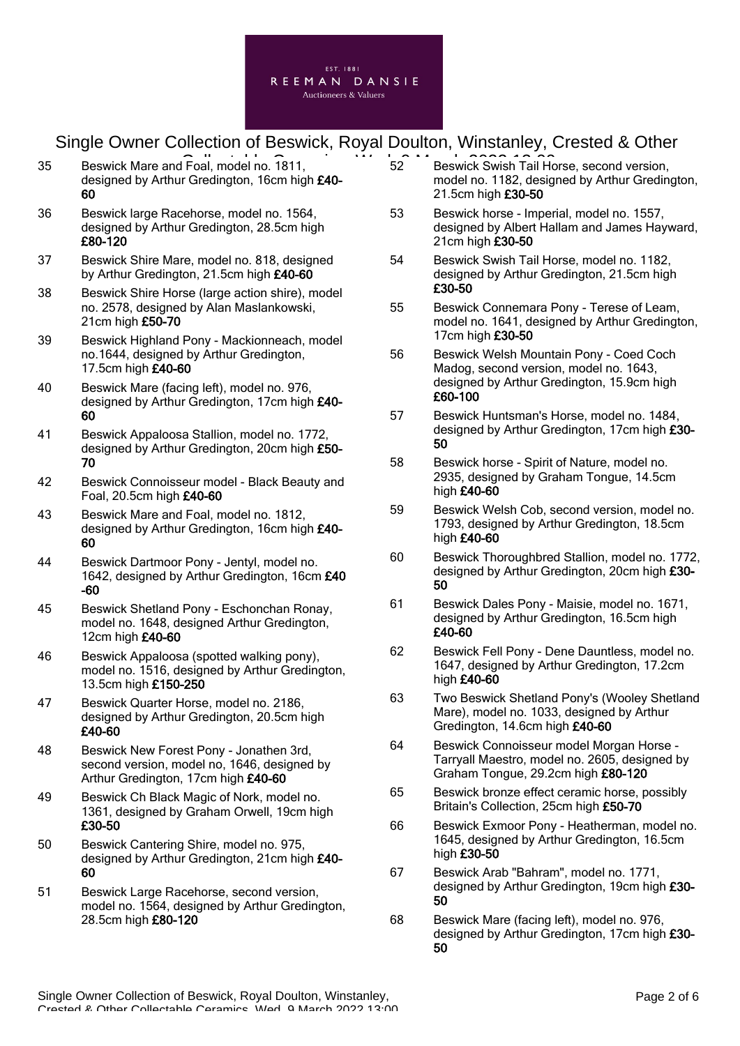35 Beswick Mare and Foal, model no. 1811, designed by Arthur Gredington, 16cm high **£40-60**

36 Beswick large Racehorse, model no. 1564, designed by Arthur Gredington, 28.5cm high **£80-120**

37 Beswick Shire Mare, model no. 818, designed by Arthur Gredington, 21.5cm high **£40-60**

38 Beswick Shire Horse (large action shire), model no. 2578, designed by Alan Maslankowski, 21cm high **£50-70**

39 Beswick Highland Pony - Mackionneach, model no.1644, designed by Arthur Gredington, 17.5cm high **£40-60**

40 Beswick Mare (facing left), model no. 976, designed by Arthur Gredington, 17cm high **£40-60**

41 Beswick Appaloosa Stallion, model no. 1772, designed by Arthur Gredington, 20cm high **£50-70**

42 Beswick Connoisseur model - Black Beauty and Foal, 20.5cm high **£40-60**

43 Beswick Mare and Foal, model no. 1812, designed by Arthur Gredington, 16cm high **£40-60**

44 Beswick Dartmoor Pony - Jentyl, model no. 1642, designed by Arthur Gredington, 16cm **£40-60**

45 Beswick Shetland Pony - Eschonchan Ronay, model no. 1648, designed Arthur Gredington, 12cm high **£40-60**

46 Beswick Appaloosa (spotted walking pony), model no. 1516, designed by Arthur Gredington, 13.5cm high **£150-250**

47 Beswick Quarter Horse, model no. 2186, designed by Arthur Gredington, 20.5cm high **£40-60**

48 Beswick New Forest Pony - Jonathen 3rd, second version, model no, 1646, designed by Arthur Gredington, 17cm high **£40-60**

49 Beswick Ch Black Magic of Nork, model no. 1361, designed by Graham Orwell, 19cm high **£30-50**

50 Beswick Cantering Shire, model no. 975, designed by Arthur Gredington, 21cm high **£40-60**

51 Beswick Large Racehorse, second version, model no. 1564, designed by Arthur Gredington, 28.5cm high **£80-120**

52 Beswick Swish Tail Horse, second version, model no. 1182, designed by Arthur Gredington, 21.5cm high **£30-50**

53 Beswick horse - Imperial, model no. 1557, designed by Albert Hallam and James Hayward, 21cm high **£30-50**

54 Beswick Swish Tail Horse, model no. 1182, designed by Arthur Gredington, 21.5cm high **£30-50**

55 Beswick Connemara Pony - Terese of Leam, model no. 1641, designed by Arthur Gredington, 17cm high **£30-50**

56 Beswick Welsh Mountain Pony - Coed Coch Madog, second version, model no. 1643, designed by Arthur Gredington, 15.9cm high **£60-100**

57 Beswick Huntsman's Horse, model no. 1484, designed by Arthur Gredington, 17cm high **£30-50**

58 Beswick horse - Spirit of Nature, model no. 2935, designed by Graham Tongue, 14.5cm high **£40-60**

59 Beswick Welsh Cob, second version, model no. 1793, designed by Arthur Gredington, 18.5cm high **£40-60**

60 Beswick Thoroughbred Stallion, model no. 1772, designed by Arthur Gredington, 20cm high **£30-50**

61 Beswick Dales Pony - Maisie, model no. 1671, designed by Arthur Gredington, 16.5cm high **£40-60**

62 Beswick Fell Pony - Dene Dauntless, model no. 1647, designed by Arthur Gredington, 17.2cm high **£40-60**

63 Two Beswick Shetland Pony's (Wooley Shetland Mare), model no. 1033, designed by Arthur Gredington, 14.6cm high **£40-60**

64 Beswick Connoisseur model Morgan Horse - Tarryall Maestro, model no. 2605, designed by Graham Tongue, 29.2cm high **£80-120**

65 Beswick bronze effect ceramic horse, possibly Britain's Collection, 25cm high **£50-70**

66 Beswick Exmoor Pony - Heatherman, model no. 1645, designed by Arthur Gredington, 16.5cm high **£30-50**

67 Beswick Arab "Bahram", model no. 1771, designed by Arthur Gredington, 19cm high **£30-50**

68 Beswick Mare (facing left), model no. 976, designed by Arthur Gredington, 17cm high **£30-50**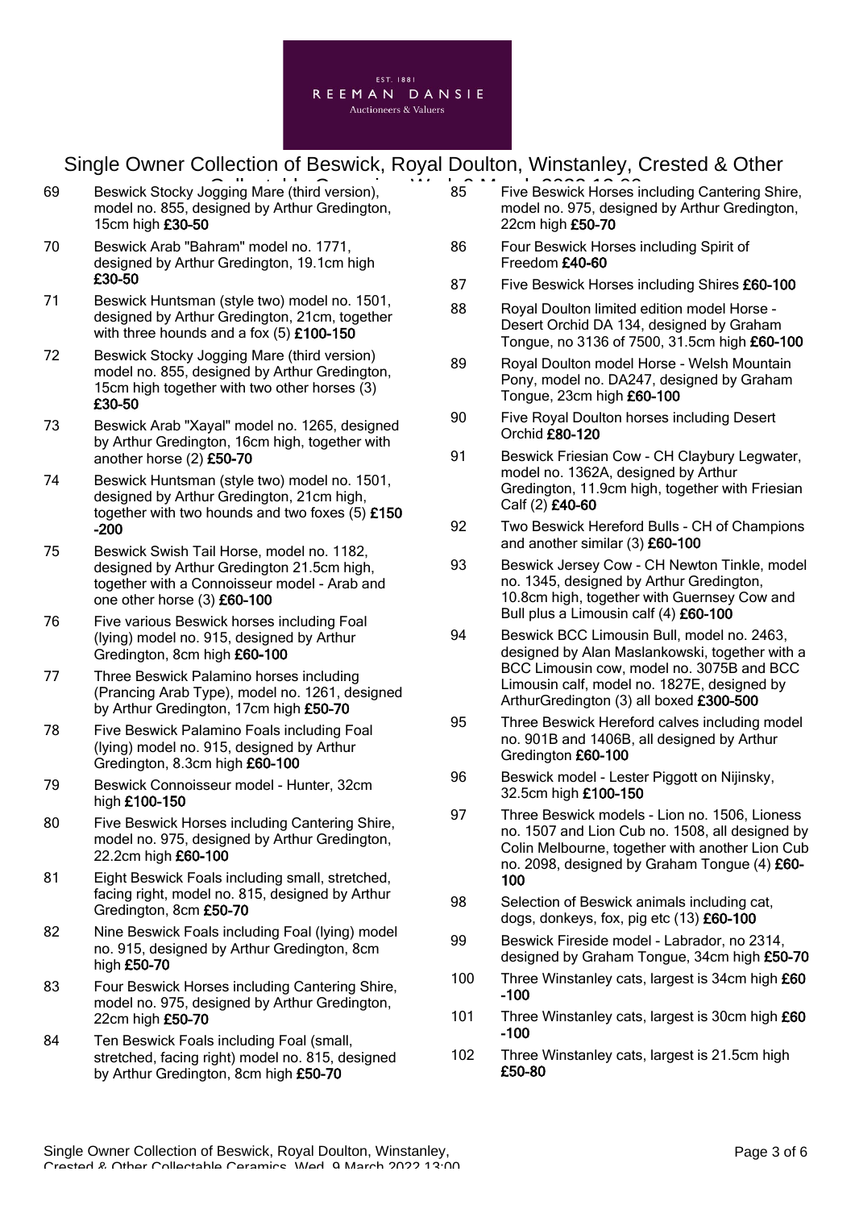# Single Owner Collection of Beswick, Royal Doulton, Winstanley, Crested & Other Collectable Ceramics, Wed, 9 March 2022 13:00

69 Beswick Stocky Jogging Mare (third version), model no. 855, designed by Arthur Gredington, 15cm high **£30-50**

70 Beswick Arab "Bahram" model no. 1771, designed by Arthur Gredington, 19.1cm high **£30-50**

71 Beswick Huntsman (style two) model no. 1501, designed by Arthur Gredington, 21cm, together with three hounds and a fox (5) **£100-150**

72 Beswick Stocky Jogging Mare (third version) model no. 855, designed by Arthur Gredington, 15cm high together with two other horses (3) **£30-50**

73 Beswick Arab "Xayal" model no. 1265, designed by Arthur Gredington, 16cm high, together with another horse (2) **£50-70**

74 Beswick Huntsman (style two) model no. 1501, designed by Arthur Gredington, 21cm high, together with two hounds and two foxes (5) **£150-200**

75 Beswick Swish Tail Horse, model no. 1182, designed by Arthur Gredington 21.5cm high, together with a Connoisseur model - Arab and one other horse (3) **£60-100**

76 Five various Beswick horses including Foal (lying) model no. 915, designed by Arthur Gredington, 8cm high **£60-100**

77 Three Beswick Palamino horses including (Prancing Arab Type), model no. 1261, designed by Arthur Gredington, 17cm high **£50-70**

78 Five Beswick Palamino Foals including Foal (lying) model no. 915, designed by Arthur Gredington, 8.3cm high **£60-100**

79 Beswick Connoisseur model - Hunter, 32cm high **£100-150**

80 Five Beswick Horses including Cantering Shire, model no. 975, designed by Arthur Gredington, 22.2cm high **£60-100**

81 Eight Beswick Foals including small, stretched, facing right, model no. 815, designed by Arthur Gredington, 8cm **£50-70**

82 Nine Beswick Foals including Foal (lying) model no. 915, designed by Arthur Gredington, 8cm high **£50-70**

83 Four Beswick Horses including Cantering Shire, model no. 975, designed by Arthur Gredington, 22cm high **£50-70**

84 Ten Beswick Foals including Foal (small, stretched, facing right) model no. 815, designed by Arthur Gredington, 8cm high **£50-70**

85 Five Beswick Horses including Cantering Shire, model no. 975, designed by Arthur Gredington, 22cm high **£50-70**

86 Four Beswick Horses including Spirit of Freedom **£40-60**

87 Five Beswick Horses including Shires **£60-100**

88 Royal Doulton limited edition model Horse - Desert Orchid DA 134, designed by Graham Tongue, no 3136 of 7500, 31.5cm high **£60-100**

89 Royal Doulton model Horse - Welsh Mountain Pony, model no. DA247, designed by Graham Tongue, 23cm high **£60-100**

90 Five Royal Doulton horses including Desert Orchid **£80-120**

91 Beswick Friesian Cow - CH Claybury Legwater, model no. 1362A, designed by Arthur Gredington, 11.9cm high, together with Friesian Calf (2) **£40-60**

92 Two Beswick Hereford Bulls - CH of Champions and another similar (3) **£60-100**

93 Beswick Jersey Cow - CH Newton Tinkle, model no. 1345, designed by Arthur Gredington, 10.8cm high, together with Guernsey Cow and Bull plus a Limousin calf (4) **£60-100**

94 Beswick BCC Limousin Bull, model no. 2463, designed by Alan Maslankowski, together with a BCC Limousin cow, model no. 3075B and BCC Limousin calf, model no. 1827E, designed by ArthurGredington (3) all boxed **£300-500**

95 Three Beswick Hereford calves including model no. 901B and 1406B, all designed by Arthur Gredington **£60-100**

96 Beswick model - Lester Piggott on Nijinsky, 32.5cm high **£100-150**

97 Three Beswick models - Lion no. 1506, Lioness no. 1507 and Lion Cub no. 1508, all designed by Colin Melbourne, together with another Lion Cub no. 2098, designed by Graham Tongue (4) **£60-100**

98 Selection of Beswick animals including cat, dogs, donkeys, fox, pig etc (13) **£60-100**

99 Beswick Fireside model - Labrador, no 2314, designed by Graham Tongue, 34cm high **£50-70**

100 Three Winstanley cats, largest is 34cm high **£60-100**

101 Three Winstanley cats, largest is 30cm high **£60-100**

102 Three Winstanley cats, largest is 21.5cm high **£50-80**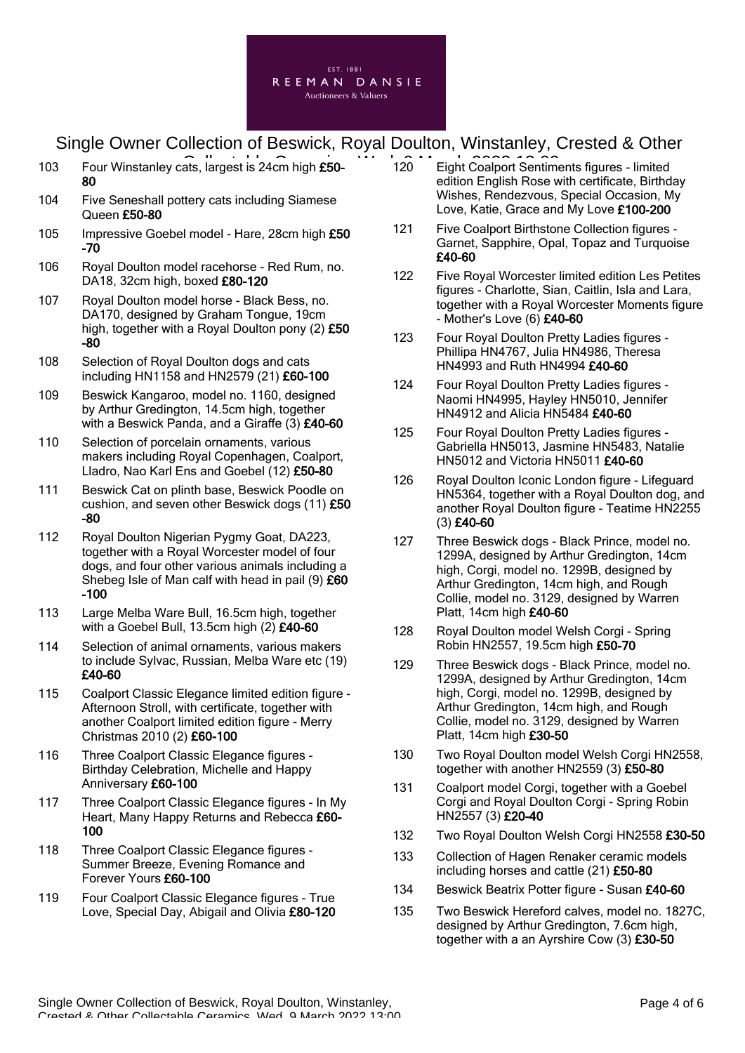103 Four Winstanley cats, largest is 24cm high **£50-80**

104 Five Seneshall pottery cats including Siamese Queen **£50-80**

105 Impressive Goebel model - Hare, 28cm high **£50-70**

106 Royal Doulton model racehorse - Red Rum, no. DA18, 32cm high, boxed **£80-120**

107 Royal Doulton model horse - Black Bess, no. DA170, designed by Graham Tongue, 19cm high, together with a Royal Doulton pony (2) **£50-80**

108 Selection of Royal Doulton dogs and cats including HN1158 and HN2579 (21) **£60-100**

109 Beswick Kangaroo, model no. 1160, designed by Arthur Gredington, 14.5cm high, together with a Beswick Panda, and a Giraffe (3) **£40-60**

110 Selection of porcelain ornaments, various makers including Royal Copenhagen, Coalport, Lladro, Nao Karl Ens and Goebel (12) **£50-80**

111 Beswick Cat on plinth base, Beswick Poodle on cushion, and seven other Beswick dogs (11) **£50-80**

112 Royal Doulton Nigerian Pygmy Goat, DA223, together with a Royal Worcester model of four dogs, and four other various animals including a Shebeg Isle of Man calf with head in pail (9) **£60-100**

113 Large Melba Ware Bull, 16.5cm high, together with a Goebel Bull, 13.5cm high (2) **£40-60**

114 Selection of animal ornaments, various makers to include Sylvac, Russian, Melba Ware etc (19) **£40-60**

115 Coalport Classic Elegance limited edition figure - Afternoon Stroll, with certificate, together with another Coalport limited edition figure - Merry Christmas 2010 (2) **£60-100**

116 Three Coalport Classic Elegance figures - Birthday Celebration, Michelle and Happy Anniversary **£60-100**

117 Three Coalport Classic Elegance figures - In My Heart, Many Happy Returns and Rebecca **£60-100**

118 Three Coalport Classic Elegance figures - Summer Breeze, Evening Romance and Forever Yours **£60-100**

119 Four Coalport Classic Elegance figures - True Love, Special Day, Abigail and Olivia **£80-120**

120 Eight Coalport Sentiments figures - limited edition English Rose with certificate, Birthday Wishes, Rendezvous, Special Occasion, My Love, Katie, Grace and My Love **£100-200**

121 Five Coalport Birthstone Collection figures - Garnet, Sapphire, Opal, Topaz and Turquoise **£40-60**

122 Five Royal Worcester limited edition Les Petites figures - Charlotte, Sian, Caitlin, Isla and Lara, together with a Royal Worcester Moments figure - Mother's Love (6) **£40-60**

123 Four Royal Doulton Pretty Ladies figures - Phillipa HN4767, Julia HN4986, Theresa HN4993 and Ruth HN4994 **£40-60**

124 Four Royal Doulton Pretty Ladies figures - Naomi HN4995, Hayley HN5010, Jennifer HN4912 and Alicia HN5484 **£40-60**

125 Four Royal Doulton Pretty Ladies figures - Gabriella HN5013, Jasmine HN5483, Natalie HN5012 and Victoria HN5011 **£40-60**

126 Royal Doulton Iconic London figure - Lifeguard HN5364, together with a Royal Doulton dog, and another Royal Doulton figure - Teatime HN2255 (3) **£40-60**

127 Three Beswick dogs - Black Prince, model no. 1299A, designed by Arthur Gredington, 14cm high, Corgi, model no. 1299B, designed by Arthur Gredington, 14cm high, and Rough Collie, model no. 3129, designed by Warren Platt, 14cm high **£40-60**

128 Royal Doulton model Welsh Corgi - Spring Robin HN2557, 19.5cm high **£50-70**

129 Three Beswick dogs - Black Prince, model no. 1299A, designed by Arthur Gredington, 14cm high, Corgi, model no. 1299B, designed by Arthur Gredington, 14cm high, and Rough Collie, model no. 3129, designed by Warren Platt, 14cm high **£30-50**

130 Two Royal Doulton model Welsh Corgi HN2558, together with another HN2559 (3) **£50-80**

131 Coalport model Corgi, together with a Goebel Corgi and Royal Doulton Corgi - Spring Robin HN2557 (3) **£20-40**

132 Two Royal Doulton Welsh Corgi HN2558 **£30-50**

133 Collection of Hagen Renaker ceramic models including horses and cattle (21) **£50-80**

134 Beswick Beatrix Potter figure - Susan **£40-60**

135 Two Beswick Hereford calves, model no. 1827C, designed by Arthur Gredington, 7.6cm high, together with a an Ayrshire Cow (3) **£30-50**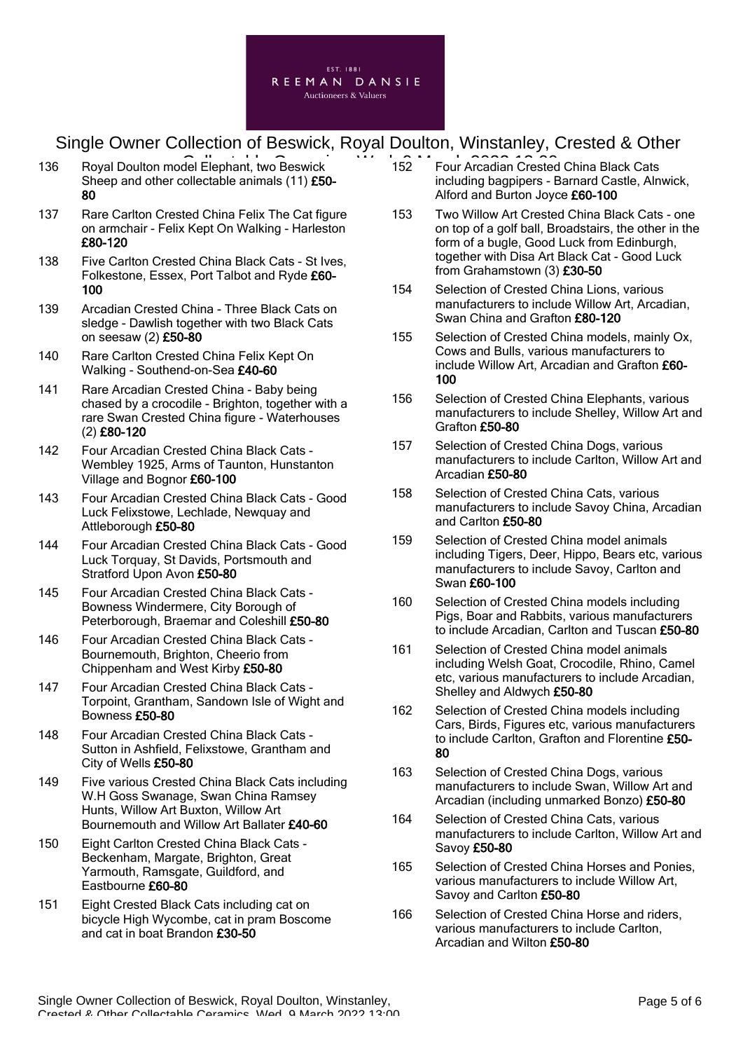136 Royal Doulton model Elephant, two Beswick Sheep and other collectable animals (11) **£50-80**

137 Rare Carlton Crested China Felix The Cat figure on armchair - Felix Kept On Walking - Harleston **£80-120**

138 Five Carlton Crested China Black Cats - St Ives, Folkestone, Essex, Port Talbot and Ryde **£60-100**

139 Arcadian Crested China - Three Black Cats on sledge - Dawlish together with two Black Cats on seesaw (2) **£50-80**

140 Rare Carlton Crested China Felix Kept On Walking - Southend-on-Sea **£40-60**

141 Rare Arcadian Crested China - Baby being chased by a crocodile - Brighton, together with a rare Swan Crested China figure - Waterhouses (2) **£80-120**

142 Four Arcadian Crested China Black Cats - Wembley 1925, Arms of Taunton, Hunstanton Village and Bognor **£60-100**

143 Four Arcadian Crested China Black Cats - Good Luck Felixstowe, Lechlade, Newquay and Attleborough **£50-80**

144 Four Arcadian Crested China Black Cats - Good Luck Torquay, St Davids, Portsmouth and Stratford Upon Avon **£50-80**

145 Four Arcadian Crested China Black Cats - Bowness Windermere, City Borough of Peterborough, Braemar and Coleshill **£50-80**

146 Four Arcadian Crested China Black Cats - Bournemouth, Brighton, Cheerio from Chippenham and West Kirby **£50-80**

147 Four Arcadian Crested China Black Cats - Torpoint, Grantham, Sandown Isle of Wight and Bowness **£50-80**

148 Four Arcadian Crested China Black Cats - Sutton in Ashfield, Felixstowe, Grantham and City of Wells **£50-80**

149 Five various Crested China Black Cats including W.H Goss Swanage, Swan China Ramsey Hunts, Willow Art Buxton, Willow Art Bournemouth and Willow Art Ballater **£40-60**

150 Eight Carlton Crested China Black Cats - Beckenham, Margate, Brighton, Great Yarmouth, Ramsgate, Guildford, and Eastbourne **£60-80**

151 Eight Crested Black Cats including cat on bicycle High Wycombe, cat in pram Boscome and cat in boat Brandon **£30-50**

152 Four Arcadian Crested China Black Cats including bagpipers - Barnard Castle, Alnwick, Alford and Burton Joyce **£60-100**

153 Two Willow Art Crested China Black Cats - one on top of a golf ball, Broadstairs, the other in the form of a bugle, Good Luck from Edinburgh, together with Disa Art Black Cat - Good Luck from Grahamstown (3) **£30-50**

154 Selection of Crested China Lions, various manufacturers to include Willow Art, Arcadian, Swan China and Grafton **£80-120**

155 Selection of Crested China models, mainly Ox, Cows and Bulls, various manufacturers to include Willow Art, Arcadian and Grafton **£60-100**

156 Selection of Crested China Elephants, various manufacturers to include Shelley, Willow Art and Grafton **£50-80**

157 Selection of Crested China Dogs, various manufacturers to include Carlton, Willow Art and Arcadian **£50-80**

158 Selection of Crested China Cats, various manufacturers to include Savoy China, Arcadian and Carlton **£50-80**

159 Selection of Crested China model animals including Tigers, Deer, Hippo, Bears etc, various manufacturers to include Savoy, Carlton and Swan **£60-100**

160 Selection of Crested China models including Pigs, Boar and Rabbits, various manufacturers to include Arcadian, Carlton and Tuscan **£50-80**

161 Selection of Crested China model animals including Welsh Goat, Crocodile, Rhino, Camel etc, various manufacturers to include Arcadian, Shelley and Aldwych **£50-80**

162 Selection of Crested China models including Cars, Birds, Figures etc, various manufacturers to include Carlton, Grafton and Florentine **£50-80**

163 Selection of Crested China Dogs, various manufacturers to include Swan, Willow Art and Arcadian (including unmarked Bonzo) **£50-80**

164 Selection of Crested China Cats, various manufacturers to include Carlton, Willow Art and Savoy **£50-80**

165 Selection of Crested China Horses and Ponies, various manufacturers to include Willow Art, Savoy and Carlton **£50-80**

166 Selection of Crested China Horse and riders, various manufacturers to include Carlton, Arcadian and Wilton **£50-80**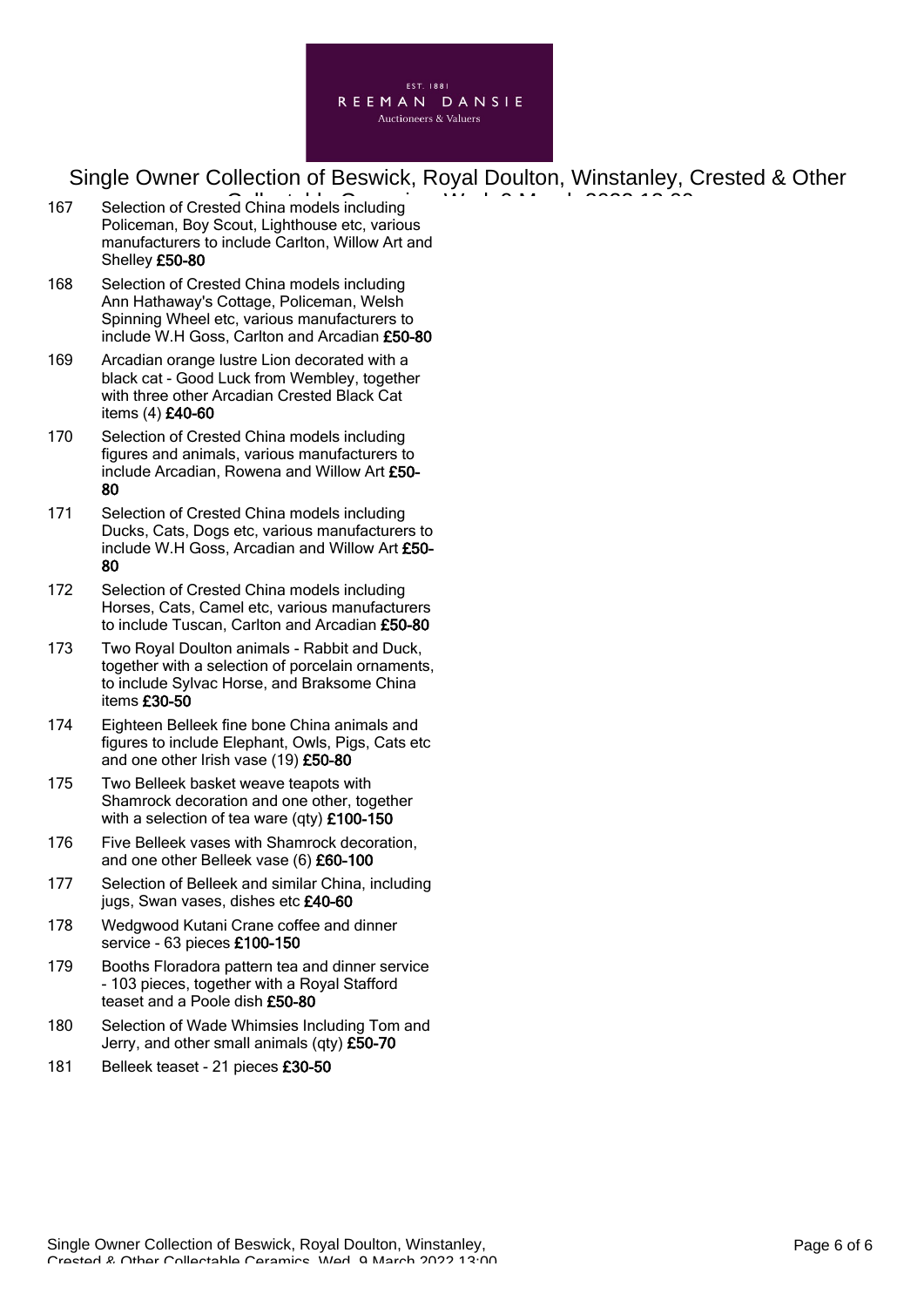167 Selection of Crested China models including Policeman, Boy Scout, Lighthouse etc, various manufacturers to include Carlton, Willow Art and Shelley **£50-80**

168 Selection of Crested China models including Ann Hathaway's Cottage, Policeman, Welsh Spinning Wheel etc, various manufacturers to include W.H Goss, Carlton and Arcadian **£50-80**

169 Arcadian orange lustre Lion decorated with a black cat - Good Luck from Wembley, together with three other Arcadian Crested Black Cat items (4) **£40-60**

170 Selection of Crested China models including figures and animals, various manufacturers to include Arcadian, Rowena and Willow Art **£50-80**

171 Selection of Crested China models including Ducks, Cats, Dogs etc, various manufacturers to include W.H Goss, Arcadian and Willow Art **£50-80**

172 Selection of Crested China models including Horses, Cats, Camel etc, various manufacturers to include Tuscan, Carlton and Arcadian **£50-80**

173 Two Royal Doulton animals - Rabbit and Duck, together with a selection of porcelain ornaments, to include Sylvac Horse, and Braksome China items **£30-50**

174 Eighteen Belleek fine bone China animals and figures to include Elephant, Owls, Pigs, Cats etc and one other Irish vase (19) **£50-80**

175 Two Belleek basket weave teapots with Shamrock decoration and one other, together with a selection of tea ware (qty) **£100-150**

176 Five Belleek vases with Shamrock decoration, and one other Belleek vase (6) **£60-100**

177 Selection of Belleek and similar China, including jugs, Swan vases, dishes etc **£40-60**

178 Wedgwood Kutani Crane coffee and dinner service - 63 pieces **£100-150**

179 Booths Floradora pattern tea and dinner service - 103 pieces, together with a Royal Stafford teaset and a Poole dish **£50-80**

180 Selection of Wade Whimsies Including Tom and Jerry, and other small animals (qty) **£50-70**

181 Belleek teaset - 21 pieces **£30-50**